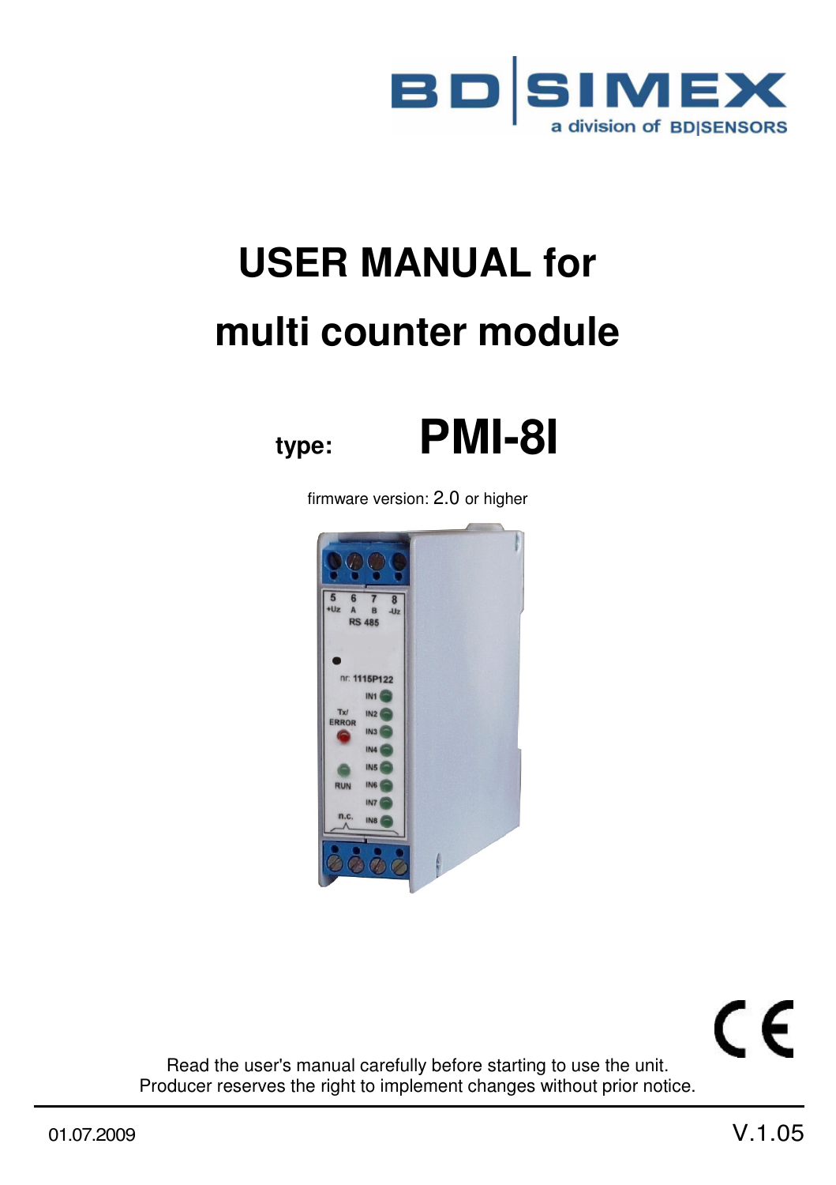# USER MANUAL for

# multi counter module

## type: PMI-8I

firmware version: 2.0 or higher

Read the user's manual carefully before starting to use the unit.
Producer reserves the right to implement changes without prior notice.

01.07.2009

V.1.05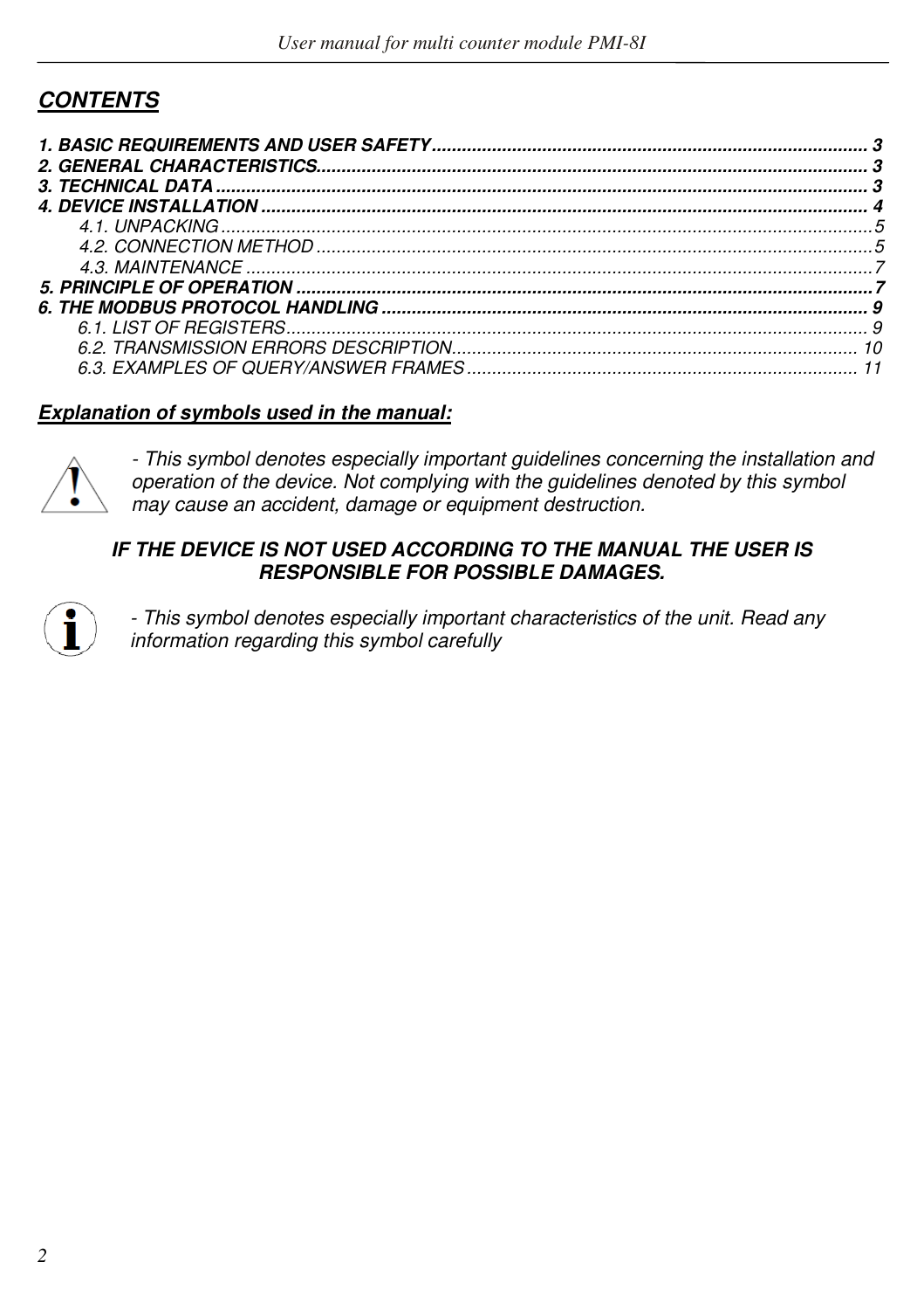## *CONTENTS*

***1. BASIC REQUIREMENTS AND USER SAFETY*** ... ***3***
***2. GENERAL CHARACTERISTICS*** ... ***3***
***3. TECHNICAL DATA*** ... ***3***
***4. DEVICE INSTALLATION*** ... ***4***
- *4.1. UNPACKING* ... *5*
- *4.2. CONNECTION METHOD* ... *5*
- *4.3. MAINTENANCE* ... *7*

***5. PRINCIPLE OF OPERATION*** ... ***7***
***6. THE MODBUS PROTOCOL HANDLING*** ... ***9***
- *6.1. LIST OF REGISTERS* ... *9*
- *6.2. TRANSMISSION ERRORS DESCRIPTION* ... *10*
- *6.3. EXAMPLES OF QUERY/ANSWER FRAMES* ... *11*

***Explanation of symbols used in the manual:***

*- This symbol denotes especially important guidelines concerning the installation and operation of the device. Not complying with the guidelines denoted by this symbol may cause an accident, damage or equipment destruction.*

***IF THE DEVICE IS NOT USED ACCORDING TO THE MANUAL THE USER IS RESPONSIBLE FOR POSSIBLE DAMAGES.***

*- This symbol denotes especially important characteristics of the unit. Read any information regarding this symbol carefully*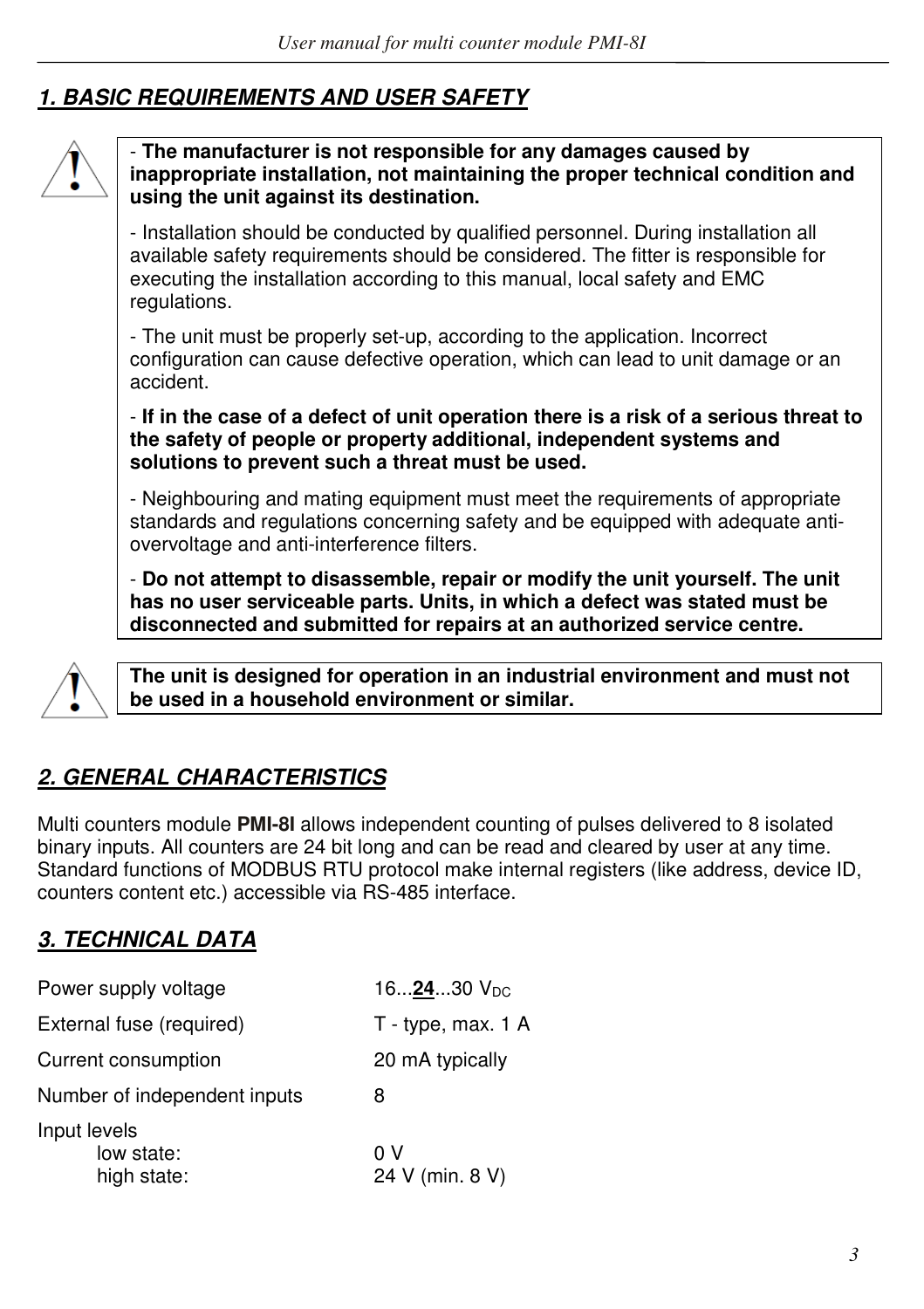## *1. BASIC REQUIREMENTS AND USER SAFETY*

- **The manufacturer is not responsible for any damages caused by inappropriate installation, not maintaining the proper technical condition and using the unit against its destination.**

- Installation should be conducted by qualified personnel. During installation all available safety requirements should be considered. The fitter is responsible for executing the installation according to this manual, local safety and EMC regulations.

- The unit must be properly set-up, according to the application. Incorrect configuration can cause defective operation, which can lead to unit damage or an accident.

- **If in the case of a defect of unit operation there is a risk of a serious threat to the safety of people or property additional, independent systems and solutions to prevent such a threat must be used.**

- Neighbouring and mating equipment must meet the requirements of appropriate standards and regulations concerning safety and be equipped with adequate anti-overvoltage and anti-interference filters.

- **Do not attempt to disassemble, repair or modify the unit yourself. The unit has no user serviceable parts. Units, in which a defect was stated must be disconnected and submitted for repairs at an authorized service centre.**

**The unit is designed for operation in an industrial environment and must not be used in a household environment or similar.**

## *2. GENERAL CHARACTERISTICS*

Multi counters module **PMI-8I** allows independent counting of pulses delivered to 8 isolated binary inputs. All counters are 24 bit long and can be read and cleared by user at any time. Standard functions of MODBUS RTU protocol make internal registers (like address, device ID, counters content etc.) accessible via RS-485 interface.

## *3. TECHNICAL DATA*

| | |
|---|---|
| Power supply voltage | 16...**24**...30 $V_{DC}$ |
| External fuse (required) | T - type, max. 1 A |
| Current consumption | 20 mA typically |
| Number of independent inputs | 8 |
| Input levels | |
| low state: | 0 V |
| high state: | 24 V (min. 8 V) |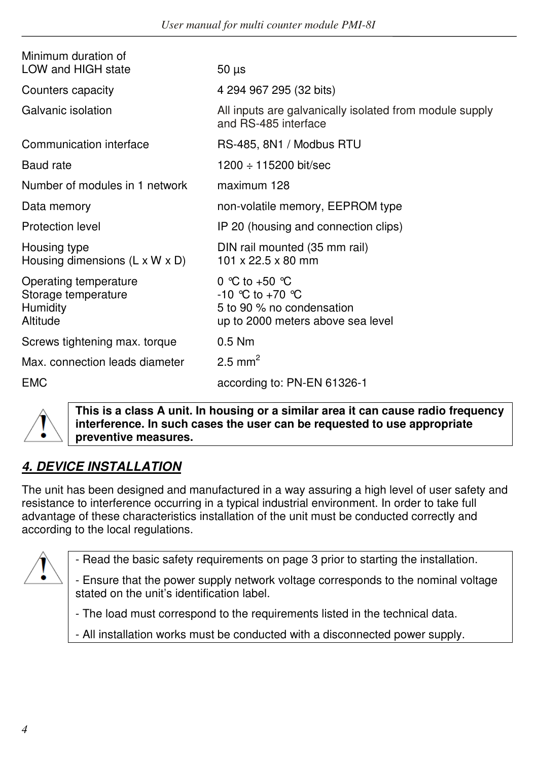| | |
|---|---|
| Minimum duration of LOW and HIGH state | 50 µs |
| Counters capacity | 4 294 967 295 (32 bits) |
| Galvanic isolation | All inputs are galvanically isolated from module supply and RS-485 interface |
| Communication interface | RS-485, 8N1 / Modbus RTU |
| Baud rate | 1200 ÷ 115200 bit/sec |
| Number of modules in 1 network | maximum 128 |
| Data memory | non-volatile memory, EEPROM type |
| Protection level | IP 20 (housing and connection clips) |
| Housing type | DIN rail mounted (35 mm rail) |
| Housing dimensions (L x W x D) | 101 x 22.5 x 80 mm |
| Operating temperature | 0 °C to +50 °C |
| Storage temperature | -10 °C to +70 °C |
| Humidity | 5 to 90 % no condensation |
| Altitude | up to 2000 meters above sea level |
| Screws tightening max. torque | 0.5 Nm |
| Max. connection leads diameter | 2.5 $mm^2$ |
| EMC | according to: PN-EN 61326-1 |

**This is a class A unit. In housing or a similar area it can cause radio frequency interference. In such cases the user can be requested to use appropriate preventive measures.**

## *4. DEVICE INSTALLATION*

The unit has been designed and manufactured in a way assuring a high level of user safety and resistance to interference occurring in a typical industrial environment. In order to take full advantage of these characteristics installation of the unit must be conducted correctly and according to the local regulations.

- Read the basic safety requirements on page 3 prior to starting the installation.
- Ensure that the power supply network voltage corresponds to the nominal voltage stated on the unit's identification label.
- The load must correspond to the requirements listed in the technical data.
- All installation works must be conducted with a disconnected power supply.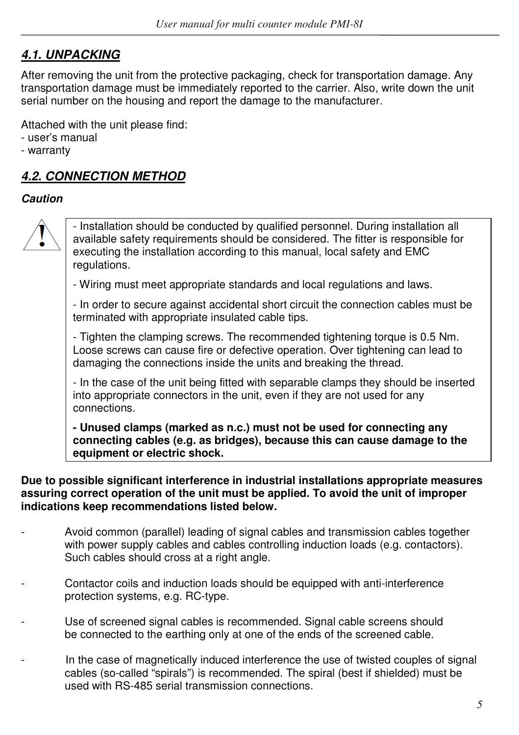## *4.1. UNPACKING*

After removing the unit from the protective packaging, check for transportation damage. Any transportation damage must be immediately reported to the carrier. Also, write down the unit serial number on the housing and report the damage to the manufacturer.

Attached with the unit please find:
- user's manual
- warranty

## *4.2. CONNECTION METHOD*

***Caution***

> - Installation should be conducted by qualified personnel. During installation all available safety requirements should be considered. The fitter is responsible for executing the installation according to this manual, local safety and EMC regulations.
>
> - Wiring must meet appropriate standards and local regulations and laws.
>
> - In order to secure against accidental short circuit the connection cables must be terminated with appropriate insulated cable tips.
>
> - Tighten the clamping screws. The recommended tightening torque is 0.5 Nm. Loose screws can cause fire or defective operation. Over tightening can lead to damaging the connections inside the units and breaking the thread.
>
> - In the case of the unit being fitted with separable clamps they should be inserted into appropriate connectors in the unit, even if they are not used for any connections.
>
> **- Unused clamps (marked as n.c.) must not be used for connecting any connecting cables (e.g. as bridges), because this can cause damage to the equipment or electric shock.**

**Due to possible significant interference in industrial installations appropriate measures assuring correct operation of the unit must be applied. To avoid the unit of improper indications keep recommendations listed below.**

- Avoid common (parallel) leading of signal cables and transmission cables together with power supply cables and cables controlling induction loads (e.g. contactors). Such cables should cross at a right angle.

- Contactor coils and induction loads should be equipped with anti-interference protection systems, e.g. RC-type.

- Use of screened signal cables is recommended. Signal cable screens should be connected to the earthing only at one of the ends of the screened cable.

- In the case of magnetically induced interference the use of twisted couples of signal cables (so-called "spirals") is recommended. The spiral (best if shielded) must be used with RS-485 serial transmission connections.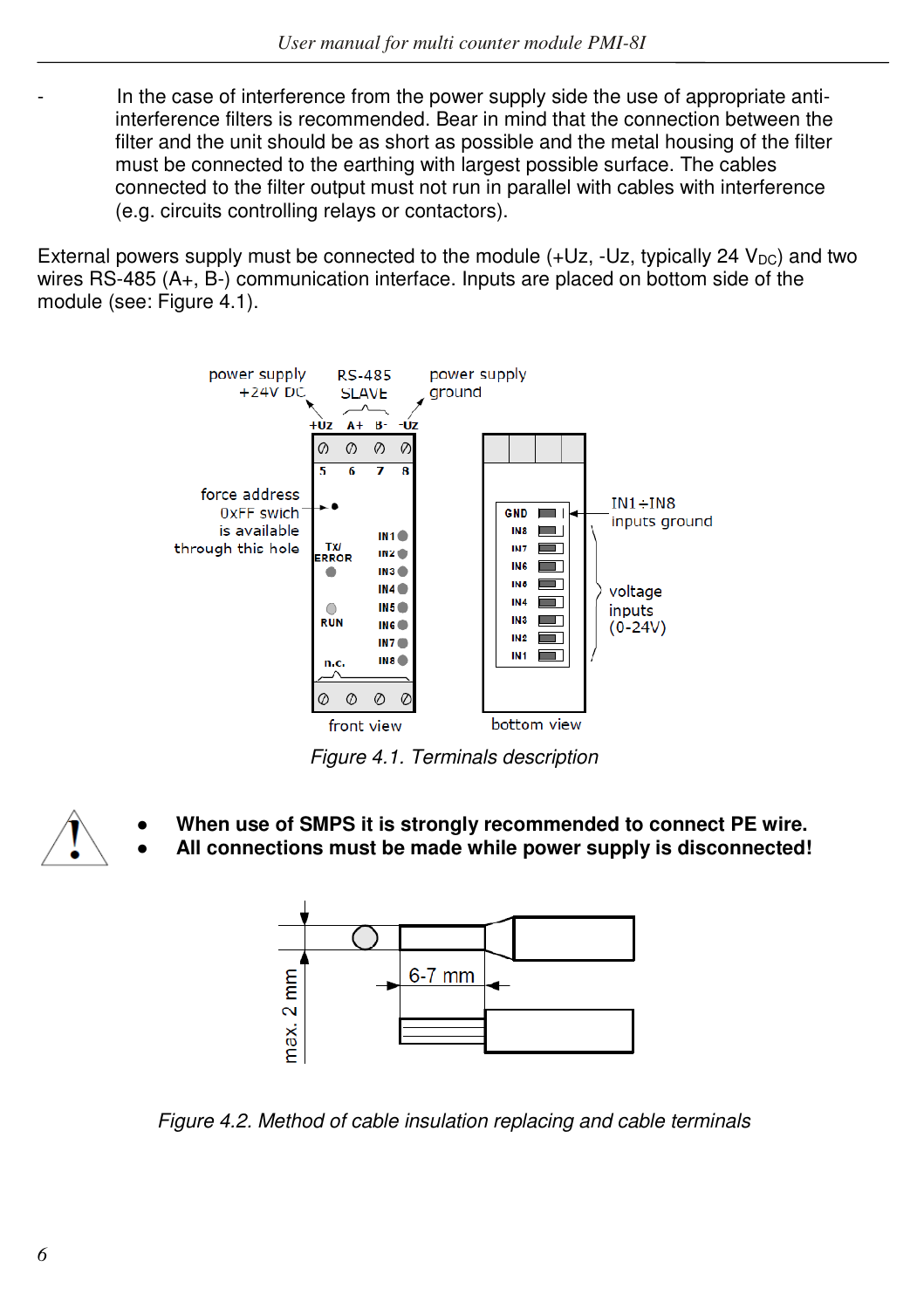- In the case of interference from the power supply side the use of appropriate anti-interference filters is recommended. Bear in mind that the connection between the filter and the unit should be as short as possible and the metal housing of the filter must be connected to the earthing with largest possible surface. The cables connected to the filter output must not run in parallel with cables with interference (e.g. circuits controlling relays or contactors).

External powers supply must be connected to the module (+Uz, -Uz, typically 24 $V_{DC}$) and two wires RS-485 (A+, B-) communication interface. Inputs are placed on bottom side of the module (see: Figure 4.1).

*Figure 4.1. Terminals description*

- **When use of SMPS it is strongly recommended to connect PE wire.**
- **All connections must be made while power supply is disconnected!**

*Figure 4.2. Method of cable insulation replacing and cable terminals*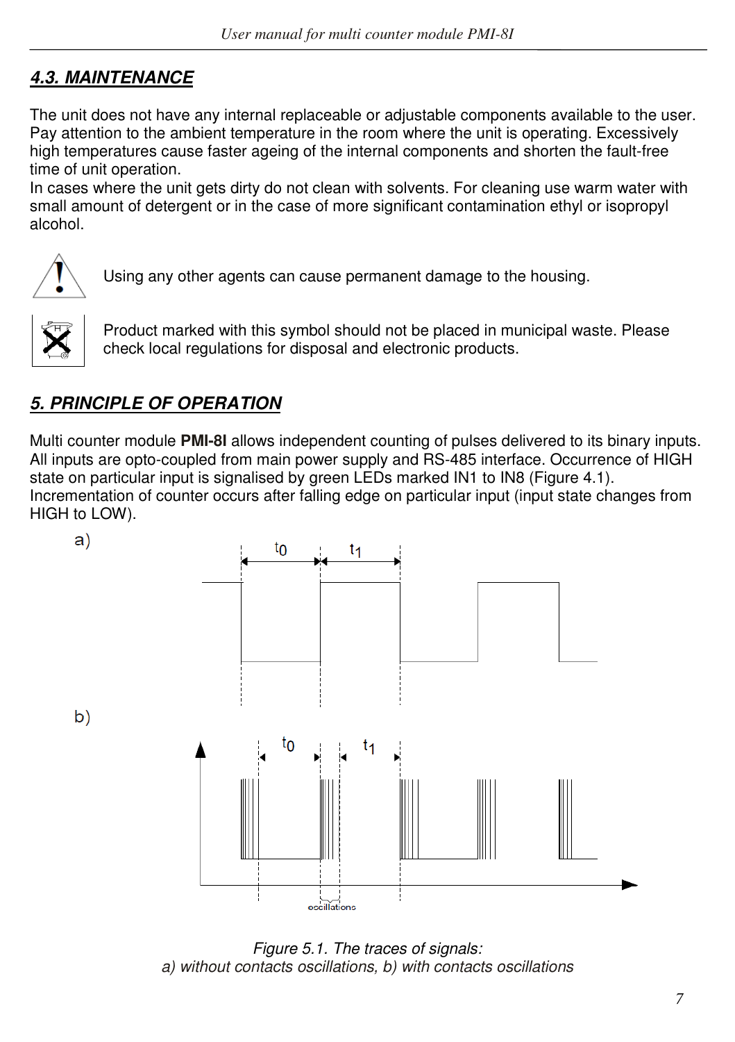## 4.3. MAINTENANCE

The unit does not have any internal replaceable or adjustable components available to the user. Pay attention to the ambient temperature in the room where the unit is operating. Excessively high temperatures cause faster ageing of the internal components and shorten the fault-free time of unit operation.
In cases where the unit gets dirty do not clean with solvents. For cleaning use warm water with small amount of detergent or in the case of more significant contamination ethyl or isopropyl alcohol.

Using any other agents can cause permanent damage to the housing.

Product marked with this symbol should not be placed in municipal waste. Please check local regulations for disposal and electronic products.

## 5. PRINCIPLE OF OPERATION

Multi counter module **PMI-8I** allows independent counting of pulses delivered to its binary inputs. All inputs are opto-coupled from main power supply and RS-485 interface. Occurrence of HIGH state on particular input is signalised by green LEDs marked IN1 to IN8 (Figure 4.1). Incrementation of counter occurs after falling edge on particular input (input state changes from HIGH to LOW).

*Figure 5.1. The traces of signals:*
*a) without contacts oscillations, b) with contacts oscillations*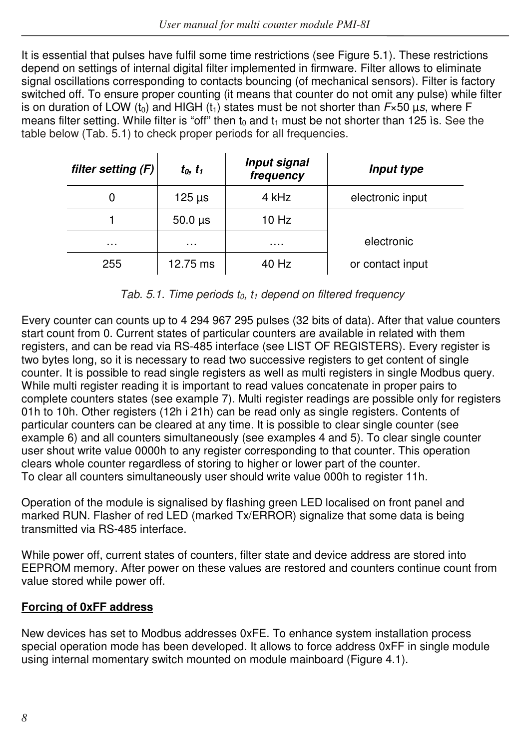It is essential that pulses have fulfil some time restrictions (see Figure 5.1). These restrictions depend on settings of internal digital filter implemented in firmware. Filter allows to eliminate signal oscillations corresponding to contacts bouncing (of mechanical sensors). Filter is factory switched off. To ensure proper counting (it means that counter do not omit any pulse) while filter is on duration of LOW ($t_0$) and HIGH ($t_1$) states must be not shorter than $F \times 50$ *µs*, where F means filter setting. While filter is "off" then $t_0$ and $t_1$ must be not shorter than 125 ìs. See the table below (Tab. 5.1) to check proper periods for all frequencies.

| *filter setting (F)* | *$t_0$, $t_1$* | *Input signal frequency* | *Input type* |
|---|---|---|---|
| 0 | 125 µs | 4 kHz | electronic input |
| 1 | 50.0 µs | 10 Hz | electronic or contact input |
| … | … | …. | |
| 255 | 12.75 ms | 40 Hz | |

*Tab. 5.1. Time periods $t_0$, $t_1$ depend on filtered frequency*

Every counter can counts up to 4 294 967 295 pulses (32 bits of data). After that value counters start count from 0. Current states of particular counters are available in related with them registers, and can be read via RS-485 interface (see LIST OF REGISTERS). Every register is two bytes long, so it is necessary to read two successive registers to get content of single counter. It is possible to read single registers as well as multi registers in single Modbus query. While multi register reading it is important to read values concatenate in proper pairs to complete counters states (see example 7). Multi register readings are possible only for registers 01h to 10h. Other registers (12h i 21h) can be read only as single registers. Contents of particular counters can be cleared at any time. It is possible to clear single counter (see example 6) and all counters simultaneously (see examples 4 and 5). To clear single counter user shout write value 0000h to any register corresponding to that counter. This operation clears whole counter regardless of storing to higher or lower part of the counter.
To clear all counters simultaneously user should write value 000h to register 11h.

Operation of the module is signalised by flashing green LED localised on front panel and marked RUN. Flasher of red LED (marked Tx/ERROR) signalize that some data is being transmitted via RS-485 interface.

While power off, current states of counters, filter state and device address are stored into EEPROM memory. After power on these values are restored and counters continue count from value stored while power off.

**Forcing of 0xFF address**

New devices has set to Modbus addresses 0xFE. To enhance system installation process special operation mode has been developed. It allows to force address 0xFF in single module using internal momentary switch mounted on module mainboard (Figure 4.1).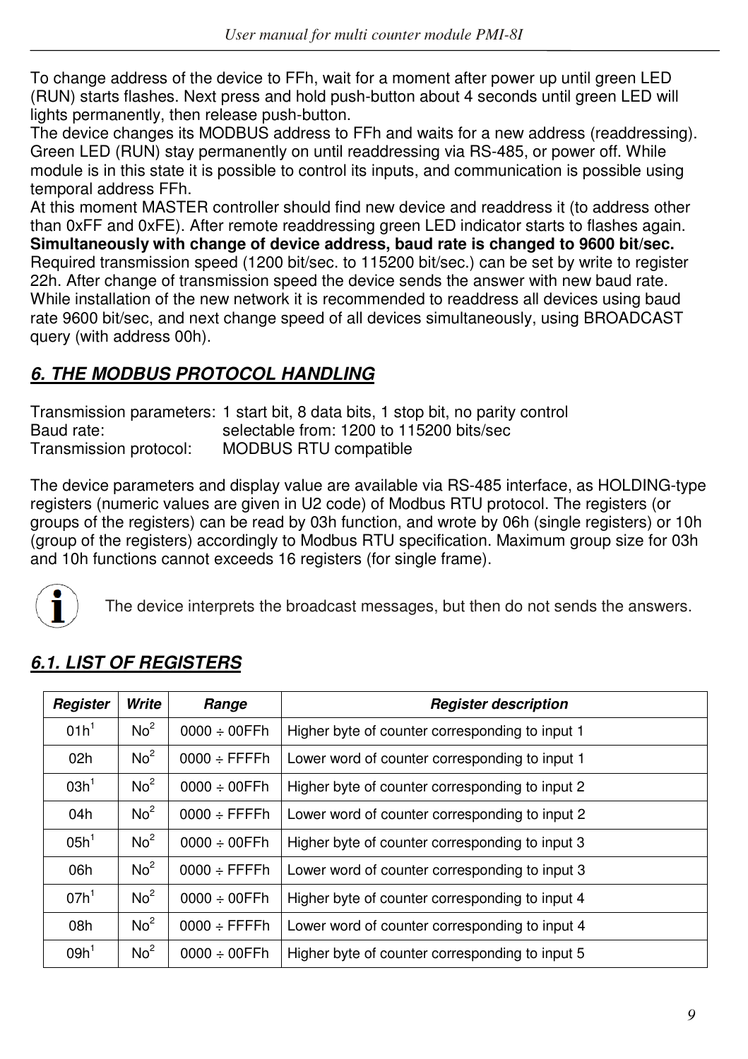To change address of the device to FFh, wait for a moment after power up until green LED (RUN) starts flashes. Next press and hold push-button about 4 seconds until green LED will lights permanently, then release push-button.
The device changes its MODBUS address to FFh and waits for a new address (readdressing). Green LED (RUN) stay permanently on until readdressing via RS-485, or power off. While module is in this state it is possible to control its inputs, and communication is possible using temporal address FFh.
At this moment MASTER controller should find new device and readdress it (to address other than 0xFF and 0xFE). After remote readdressing green LED indicator starts to flashes again.
**Simultaneously with change of device address, baud rate is changed to 9600 bit/sec.** Required transmission speed (1200 bit/sec. to 115200 bit/sec.) can be set by write to register 22h. After change of transmission speed the device sends the answer with new baud rate.
While installation of the new network it is recommended to readdress all devices using baud rate 9600 bit/sec, and next change speed of all devices simultaneously, using BROADCAST query (with address 00h).

## *6. THE MODBUS PROTOCOL HANDLING*

Transmission parameters: 1 start bit, 8 data bits, 1 stop bit, no parity control
Baud rate: selectable from: 1200 to 115200 bits/sec
Transmission protocol: MODBUS RTU compatible

The device parameters and display value are available via RS-485 interface, as HOLDING-type registers (numeric values are given in U2 code) of Modbus RTU protocol. The registers (or groups of the registers) can be read by 03h function, and wrote by 06h (single registers) or 10h (group of the registers) accordingly to Modbus RTU specification. Maximum group size for 03h and 10h functions cannot exceeds 16 registers (for single frame).

The device interprets the broadcast messages, but then do not sends the answers.

### *6.1. LIST OF REGISTERS*

| *Register* | *Write* | *Range* | *Register description* |
|---|---|---|---|
| 01h[1] | No[2] | 0000 ÷ 00FFh | Higher byte of counter corresponding to input 1 |
| 02h | No[2] | 0000 ÷ FFFFh | Lower word of counter corresponding to input 1 |
| 03h[1] | No[2] | 0000 ÷ 00FFh | Higher byte of counter corresponding to input 2 |
| 04h | No[2] | 0000 ÷ FFFFh | Lower word of counter corresponding to input 2 |
| 05h[1] | No[2] | 0000 ÷ 00FFh | Higher byte of counter corresponding to input 3 |
| 06h | No[2] | 0000 ÷ FFFFh | Lower word of counter corresponding to input 3 |
| 07h[1] | No[2] | 0000 ÷ 00FFh | Higher byte of counter corresponding to input 4 |
| 08h | No[2] | 0000 ÷ FFFFh | Lower word of counter corresponding to input 4 |
| 09h[1] | No[2] | 0000 ÷ 00FFh | Higher byte of counter corresponding to input 5 |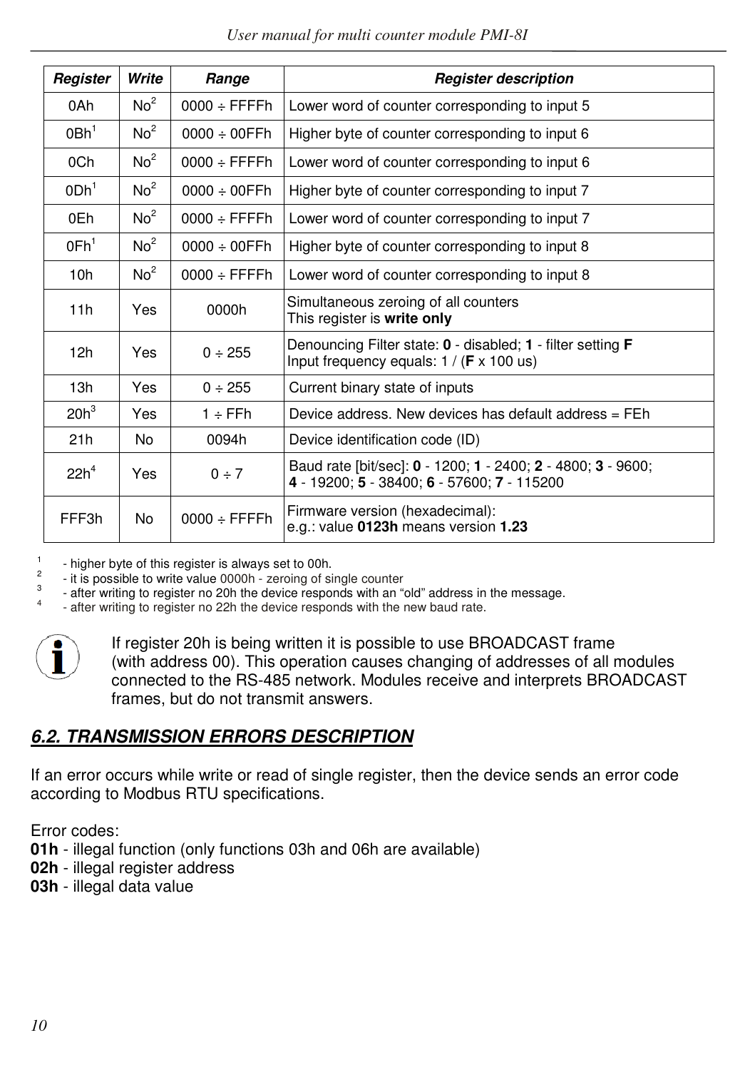| Register | Write | Range | Register description |
|---|---|---|---|
| 0Ah | No[2] | 0000 ÷ FFFFh | Lower word of counter corresponding to input 5 |
| 0Bh[1] | No[2] | 0000 ÷ 00FFh | Higher byte of counter corresponding to input 6 |
| 0Ch | No[2] | 0000 ÷ FFFFh | Lower word of counter corresponding to input 6 |
| 0Dh[1] | No[2] | 0000 ÷ 00FFh | Higher byte of counter corresponding to input 7 |
| 0Eh | No[2] | 0000 ÷ FFFFh | Lower word of counter corresponding to input 7 |
| 0Fh[1] | No[2] | 0000 ÷ 00FFh | Higher byte of counter corresponding to input 8 |
| 10h | No[2] | 0000 ÷ FFFFh | Lower word of counter corresponding to input 8 |
| 11h | Yes | 0000h | Simultaneous zeroing of all counters<br>This register is **write only** |
| 12h | Yes | 0 ÷ 255 | Denouncing Filter state: **0** - disabled; **1** - filter setting **F**<br>Input frequency equals: 1 / (**F** x 100 us) |
| 13h | Yes | 0 ÷ 255 | Current binary state of inputs |
| 20h[3] | Yes | 1 ÷ FFh | Device address. New devices has default address = FEh |
| 21h | No | 0094h | Device identification code (ID) |
| 22h[4] | Yes | 0 ÷ 7 | Baud rate [bit/sec]: **0** - 1200; **1** - 2400; **2** - 4800; **3** - 9600;<br>**4** - 19200; **5** - 38400; **6** - 57600; **7** - 115200 |
| FFF3h | No | 0000 ÷ FFFFh | Firmware version (hexadecimal):<br>e.g.: value **0123h** means version **1.23** |

[1] - higher byte of this register is always set to 00h.
[2] - it is possible to write value 0000h - zeroing of single counter
[3] - after writing to register no 20h the device responds with an "old" address in the message.
[4] - after writing to register no 22h the device responds with the new baud rate.

If register 20h is being written it is possible to use BROADCAST frame (with address 00). This operation causes changing of addresses of all modules connected to the RS-485 network. Modules receive and interprets BROADCAST frames, but do not transmit answers.

## *6.2. TRANSMISSION ERRORS DESCRIPTION*

If an error occurs while write or read of single register, then the device sends an error code according to Modbus RTU specifications.

Error codes:
**01h** - illegal function (only functions 03h and 06h are available)
**02h** - illegal register address
**03h** - illegal data value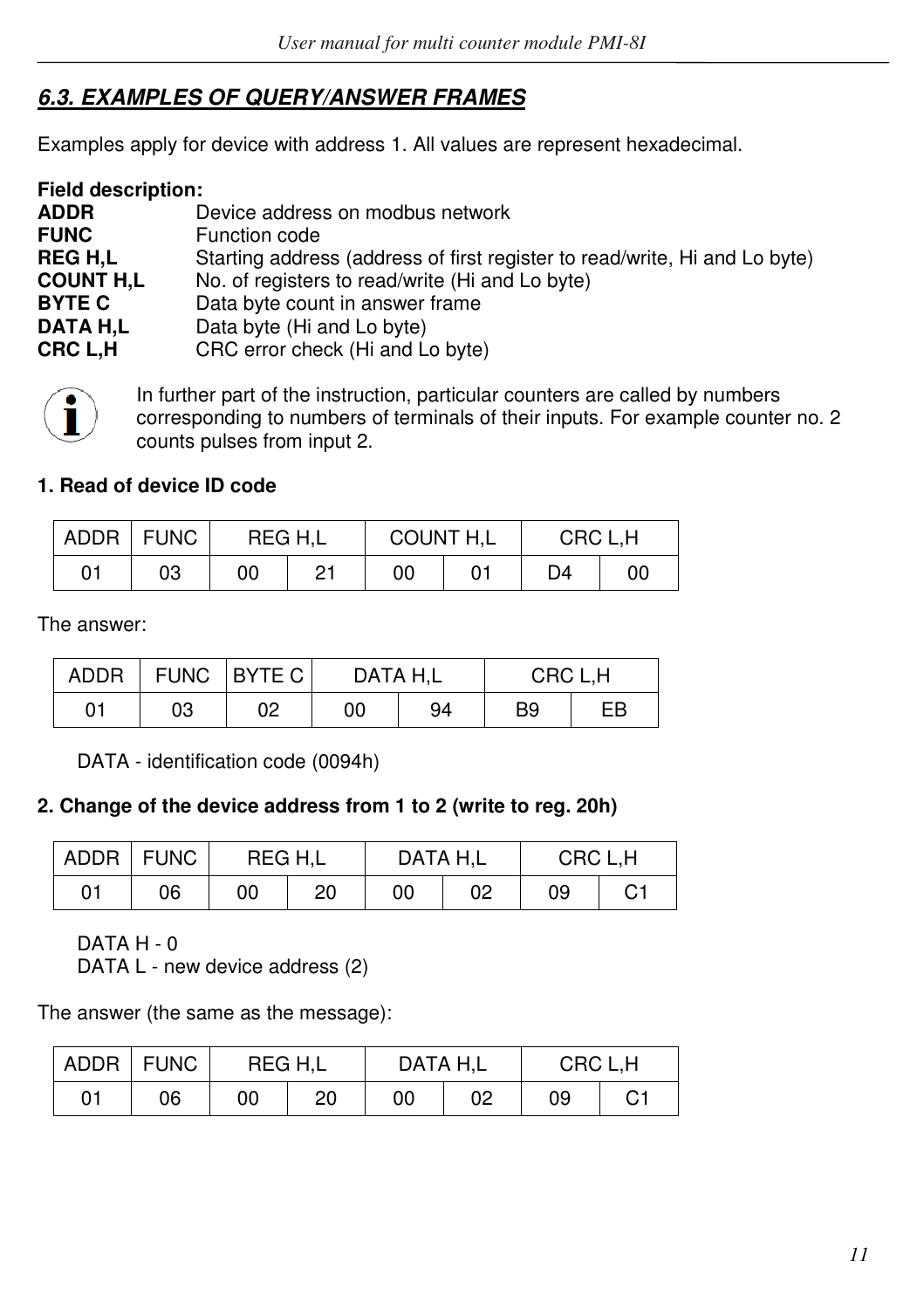## *6.3. EXAMPLES OF QUERY/ANSWER FRAMES*

Examples apply for device with address 1. All values are represent hexadecimal.

**Field description:**

**ADDR** Device address on modbus network
**FUNC** Function code
**REG H,L** Starting address (address of first register to read/write, Hi and Lo byte)
**COUNT H,L** No. of registers to read/write (Hi and Lo byte)
**BYTE C** Data byte count in answer frame
**DATA H,L** Data byte (Hi and Lo byte)
**CRC L,H** CRC error check (Hi and Lo byte)

In further part of the instruction, particular counters are called by numbers corresponding to numbers of terminals of their inputs. For example counter no. 2 counts pulses from input 2.

**1. Read of device ID code**

| ADDR | FUNC | REG H,L | | COUNT H,L | | CRC L,H | |
|---|---|---|---|---|---|---|---|
| 01 | 03 | 00 | 21 | 00 | 01 | D4 | 00 |

The answer:

| ADDR | FUNC | BYTE C | DATA H,L | | CRC L,H | |
|---|---|---|---|---|---|---|
| 01 | 03 | 02 | 00 | 94 | B9 | EB |

DATA - identification code (0094h)

**2. Change of the device address from 1 to 2 (write to reg. 20h)**

| ADDR | FUNC | REG H,L | | DATA H,L | | CRC L,H | |
|---|---|---|---|---|---|---|---|
| 01 | 06 | 00 | 20 | 00 | 02 | 09 | C1 |

DATA H - 0
DATA L - new device address (2)

The answer (the same as the message):

| ADDR | FUNC | REG H,L | | DATA H,L | | CRC L,H | |
|---|---|---|---|---|---|---|---|
| 01 | 06 | 00 | 20 | 00 | 02 | 09 | C1 |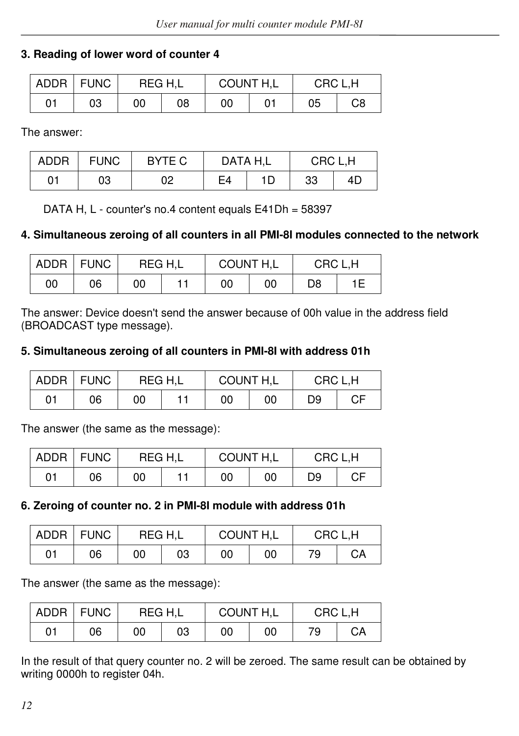**3. Reading of lower word of counter 4**

| ADDR | FUNC | REG H,L | | COUNT H,L | | CRC L,H | |
|---|---|---|---|---|---|---|---|
| 01 | 03 | 00 | 08 | 00 | 01 | 05 | C8 |

The answer:

| ADDR | FUNC | BYTE C | DATA H,L | | CRC L,H | |
|---|---|---|---|---|---|---|
| 01 | 03 | 02 | E4 | 1D | 33 | 4D |

DATA H, L - counter's no.4 content equals E41Dh = 58397

**4. Simultaneous zeroing of all counters in all PMI-8I modules connected to the network**

| ADDR | FUNC | REG H,L | | COUNT H,L | | CRC L,H | |
|---|---|---|---|---|---|---|---|
| 00 | 06 | 00 | 11 | 00 | 00 | D8 | 1E |

The answer: Device doesn't send the answer because of 00h value in the address field (BROADCAST type message).

**5. Simultaneous zeroing of all counters in PMI-8I with address 01h**

| ADDR | FUNC | REG H,L | | COUNT H,L | | CRC L,H | |
|---|---|---|---|---|---|---|---|
| 01 | 06 | 00 | 11 | 00 | 00 | D9 | CF |

The answer (the same as the message):

| ADDR | FUNC | REG H,L | | COUNT H,L | | CRC L,H | |
|---|---|---|---|---|---|---|---|
| 01 | 06 | 00 | 11 | 00 | 00 | D9 | CF |

**6. Zeroing of counter no. 2 in PMI-8I module with address 01h**

| ADDR | FUNC | REG H,L | | COUNT H,L | | CRC L,H | |
|---|---|---|---|---|---|---|---|
| 01 | 06 | 00 | 03 | 00 | 00 | 79 | CA |

The answer (the same as the message):

| ADDR | FUNC | REG H,L | | COUNT H,L | | CRC L,H | |
|---|---|---|---|---|---|---|---|
| 01 | 06 | 00 | 03 | 00 | 00 | 79 | CA |

In the result of that query counter no. 2 will be zeroed. The same result can be obtained by writing 0000h to register 04h.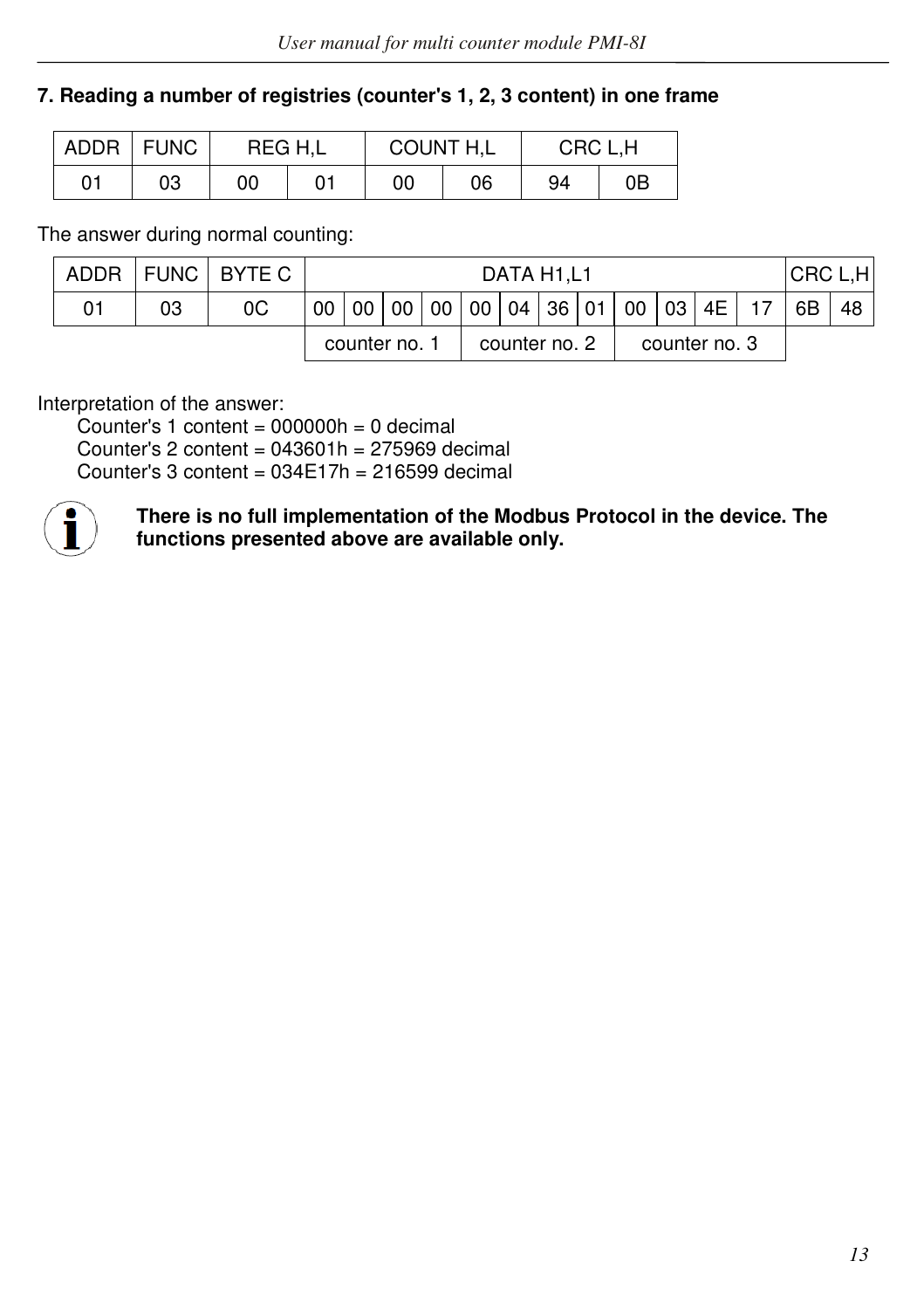**7. Reading a number of registries (counter's 1, 2, 3 content) in one frame**

| ADDR | FUNC | REG H,L | | COUNT H,L | | CRC L,H | |
|---|---|---|---|---|---|---|---|
| 01 | 03 | 00 | 01 | 00 | 06 | 94 | 0B |

The answer during normal counting:

| ADDR | FUNC | BYTE C | DATA H1,L1 | | | | | | | | | | | | CRC L,H | |
|---|---|---|---|---|---|---|---|---|---|---|---|---|---|---|---|---|
| 01 | 03 | 0C | 00 | 00 | 00 | 00 | 00 | 04 | 36 | 01 | 00 | 03 | 4E | 17 | 6B | 48 |
| | | | counter no. 1 | | | | counter no. 2 | | | | counter no. 3 | | | | | |

Interpretation of the answer:

Counter's 1 content = 000000h = 0 decimal
Counter's 2 content = 043601h = 275969 decimal
Counter's 3 content = 034E17h = 216599 decimal

**There is no full implementation of the Modbus Protocol in the device. The functions presented above are available only.**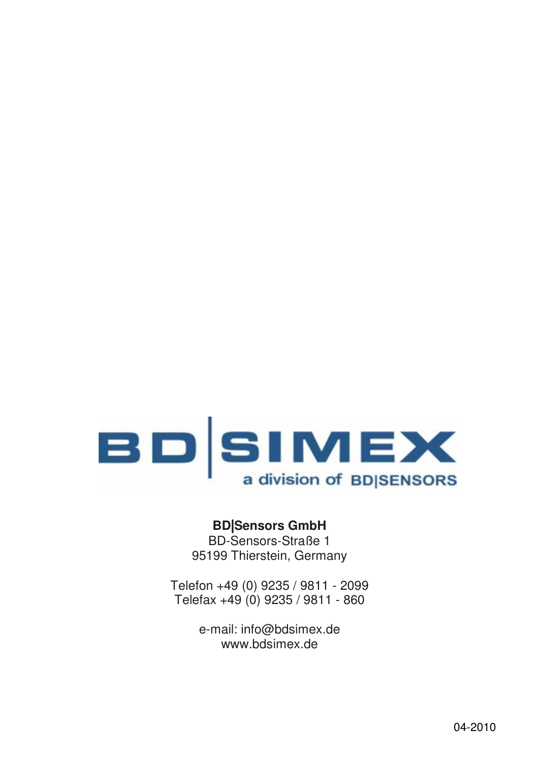BD|SIMEX
a division of BD|SENSORS

**BD|Sensors GmbH**
BD-Sensors-Straße 1
95199 Thierstein, Germany

Telefon +49 (0) 9235 / 9811 - 2099
Telefax +49 (0) 9235 / 9811 - 860

e-mail: info@bdsimex.de
www.bdsimex.de

04-2010